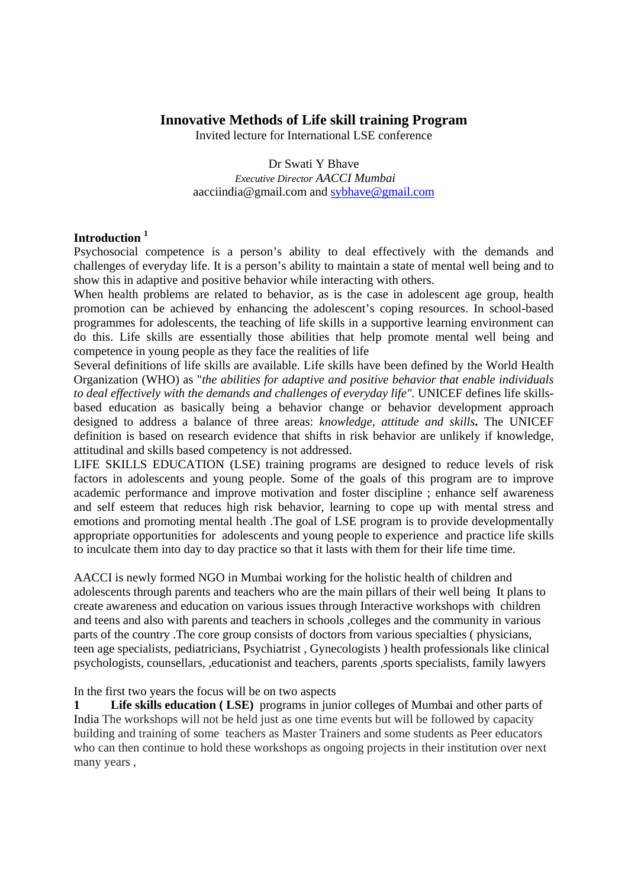# Innovative Methods of Life skill training Program

Invited lecture for International LSE conference

Dr Swati Y Bhave
*Executive Director AACCI Mumbai*
aacciindia@gmail.com and sybhave@gmail.com

## Introduction [1]

Psychosocial competence is a person's ability to deal effectively with the demands and challenges of everyday life. It is a person's ability to maintain a state of mental well being and to show this in adaptive and positive behavior while interacting with others.

When health problems are related to behavior, as is the case in adolescent age group, health promotion can be achieved by enhancing the adolescent's coping resources. In school-based programmes for adolescents, the teaching of life skills in a supportive learning environment can do this. Life skills are essentially those abilities that help promote mental well being and competence in young people as they face the realities of life

Several definitions of life skills are available. Life skills have been defined by the World Health Organization (WHO) as "*the abilities for adaptive and positive behavior that enable individuals to deal effectively with the demands and challenges of everyday life"*. UNICEF defines life skills-based education as basically being a behavior change or behavior development approach designed to address a balance of three areas: *knowledge, attitude and skills***.** The UNICEF definition is based on research evidence that shifts in risk behavior are unlikely if knowledge, attitudinal and skills based competency is not addressed.

LIFE SKILLS EDUCATION (LSE) training programs are designed to reduce levels of risk factors in adolescents and young people. Some of the goals of this program are to improve academic performance and improve motivation and foster discipline ; enhance self awareness and self esteem that reduces high risk behavior, learning to cope up with mental stress and emotions and promoting mental health .The goal of LSE program is to provide developmentally appropriate opportunities for adolescents and young people to experience and practice life skills to inculcate them into day to day practice so that it lasts with them for their life time time.

AACCI is newly formed NGO in Mumbai working for the holistic health of children and adolescents through parents and teachers who are the main pillars of their well being It plans to create awareness and education on various issues through Interactive workshops with children and teens and also with parents and teachers in schools ,colleges and the community in various parts of the country .The core group consists of doctors from various specialties ( physicians, teen age specialists, pediatricians, Psychiatrist , Gynecologists ) health professionals like clinical psychologists, counsellars, ,educationist and teachers, parents ,sports specialists, family lawyers

In the first two years the focus will be on two aspects

1 **Life skills education ( LSE)** programs in junior colleges of Mumbai and other parts of India The workshops will not be held just as one time events but will be followed by capacity building and training of some teachers as Master Trainers and some students as Peer educators who can then continue to hold these workshops as ongoing projects in their institution over next many years ,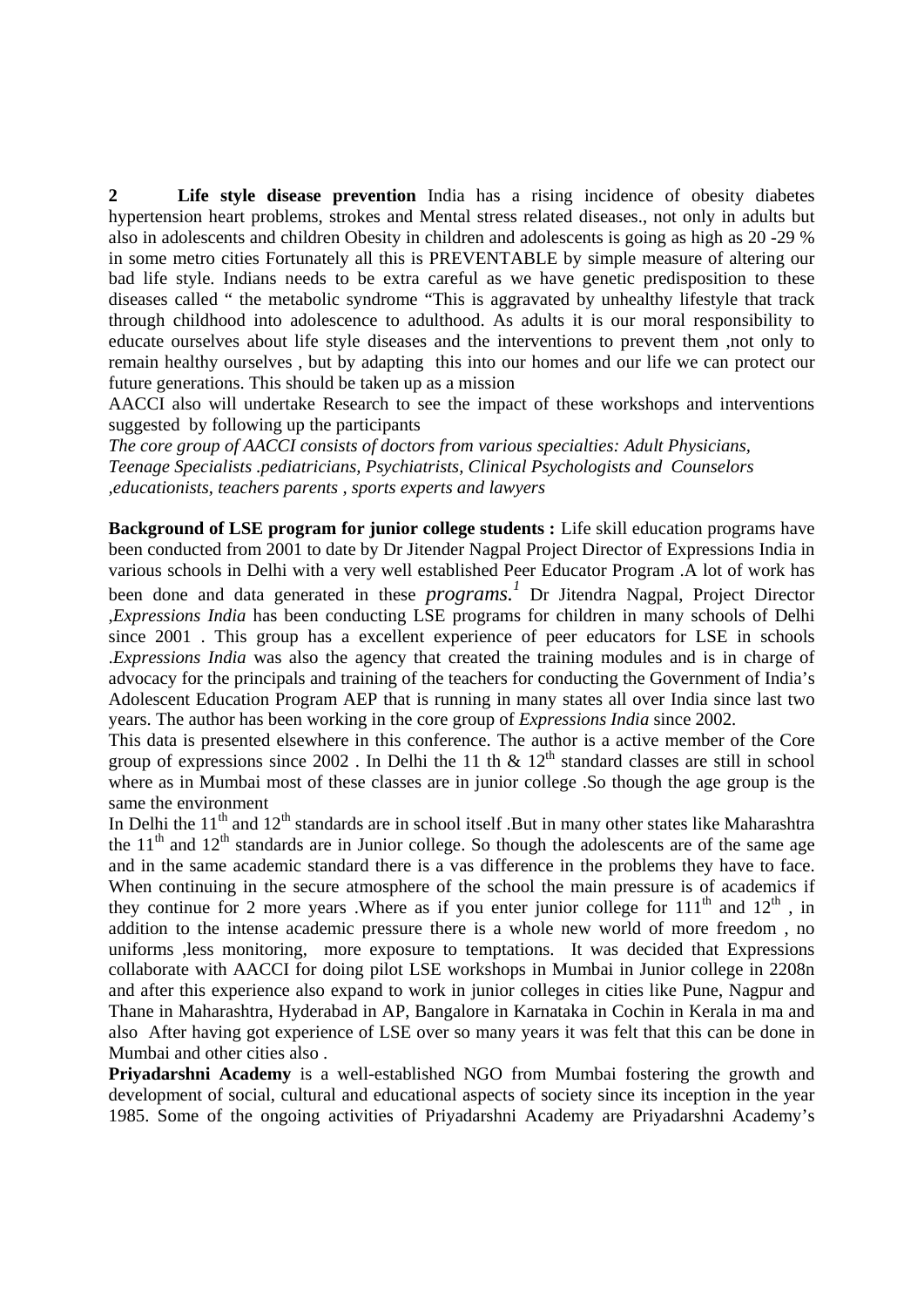**2 Life style disease prevention** India has a rising incidence of obesity diabetes hypertension heart problems, strokes and Mental stress related diseases., not only in adults but also in adolescents and children Obesity in children and adolescents is going as high as 20 -29 % in some metro cities Fortunately all this is PREVENTABLE by simple measure of altering our bad life style. Indians needs to be extra careful as we have genetic predisposition to these diseases called " the metabolic syndrome "This is aggravated by unhealthy lifestyle that track through childhood into adolescence to adulthood. As adults it is our moral responsibility to educate ourselves about life style diseases and the interventions to prevent them ,not only to remain healthy ourselves , but by adapting this into our homes and our life we can protect our future generations. This should be taken up as a mission

AACCI also will undertake Research to see the impact of these workshops and interventions suggested by following up the participants

*The core group of AACCI consists of doctors from various specialties: Adult Physicians, Teenage Specialists .pediatricians, Psychiatrists, Clinical Psychologists and Counselors ,educationists, teachers parents , sports experts and lawyers*

**Background of LSE program for junior college students :** Life skill education programs have been conducted from 2001 to date by Dr Jitender Nagpal Project Director of Expressions India in various schools in Delhi with a very well established Peer Educator Program .A lot of work has been done and data generated in these *programs.*[1] Dr Jitendra Nagpal, Project Director ,*Expressions India* has been conducting LSE programs for children in many schools of Delhi since 2001 . This group has a excellent experience of peer educators for LSE in schools .*Expressions India* was also the agency that created the training modules and is in charge of advocacy for the principals and training of the teachers for conducting the Government of India's Adolescent Education Program AEP that is running in many states all over India since last two years. The author has been working in the core group of *Expressions India* since 2002.

This data is presented elsewhere in this conference. The author is a active member of the Core group of expressions since 2002 . In Delhi the 11 th & 12th standard classes are still in school where as in Mumbai most of these classes are in junior college .So though the age group is the same the environment

In Delhi the 11th and 12th standards are in school itself .But in many other states like Maharashtra the 11th and 12th standards are in Junior college. So though the adolescents are of the same age and in the same academic standard there is a vas difference in the problems they have to face. When continuing in the secure atmosphere of the school the main pressure is of academics if they continue for 2 more years .Where as if you enter junior college for 111th and 12th , in addition to the intense academic pressure there is a whole new world of more freedom , no uniforms ,less monitoring, more exposure to temptations. It was decided that Expressions collaborate with AACCI for doing pilot LSE workshops in Mumbai in Junior college in 2208n and after this experience also expand to work in junior colleges in cities like Pune, Nagpur and Thane in Maharashtra, Hyderabad in AP, Bangalore in Karnataka in Cochin in Kerala in ma and also After having got experience of LSE over so many years it was felt that this can be done in Mumbai and other cities also .

**Priyadarshni Academy** is a well-established NGO from Mumbai fostering the growth and development of social, cultural and educational aspects of society since its inception in the year 1985. Some of the ongoing activities of Priyadarshni Academy are Priyadarshni Academy's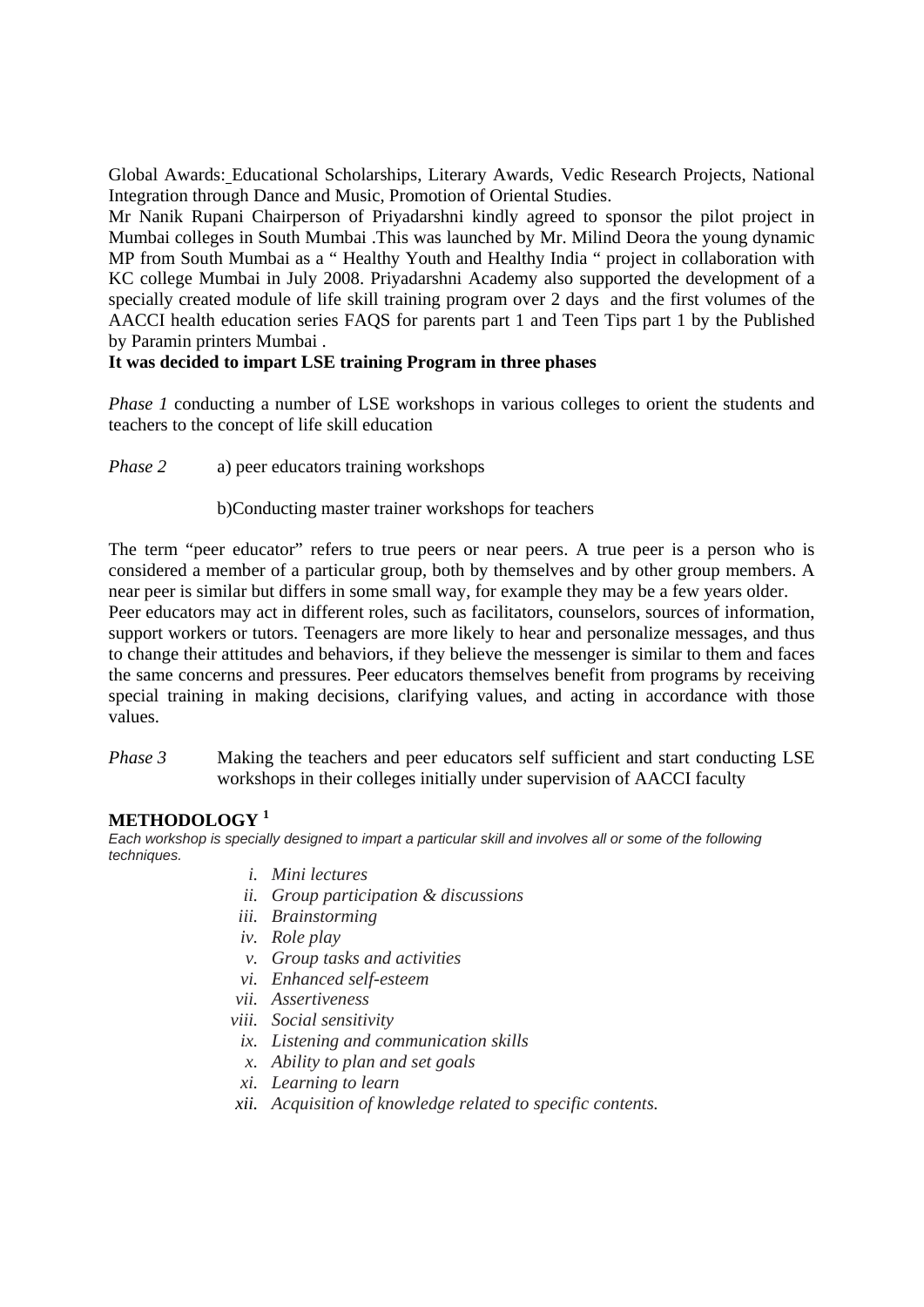Global Awards: Educational Scholarships, Literary Awards, Vedic Research Projects, National Integration through Dance and Music, Promotion of Oriental Studies.

Mr Nanik Rupani Chairperson of Priyadarshni kindly agreed to sponsor the pilot project in Mumbai colleges in South Mumbai .This was launched by Mr. Milind Deora the young dynamic MP from South Mumbai as a " Healthy Youth and Healthy India " project in collaboration with KC college Mumbai in July 2008. Priyadarshni Academy also supported the development of a specially created module of life skill training program over 2 days and the first volumes of the AACCI health education series FAQS for parents part 1 and Teen Tips part 1 by the Published by Paramin printers Mumbai .

**It was decided to impart LSE training Program in three phases**

*Phase 1* conducting a number of LSE workshops in various colleges to orient the students and teachers to the concept of life skill education

*Phase 2* a) peer educators training workshops

b)Conducting master trainer workshops for teachers

The term "peer educator" refers to true peers or near peers. A true peer is a person who is considered a member of a particular group, both by themselves and by other group members. A near peer is similar but differs in some small way, for example they may be a few years older.

Peer educators may act in different roles, such as facilitators, counselors, sources of information, support workers or tutors. Teenagers are more likely to hear and personalize messages, and thus to change their attitudes and behaviors, if they believe the messenger is similar to them and faces the same concerns and pressures. Peer educators themselves benefit from programs by receiving special training in making decisions, clarifying values, and acting in accordance with those values.

*Phase 3* Making the teachers and peer educators self sufficient and start conducting LSE workshops in their colleges initially under supervision of AACCI faculty

## METHODOLOGY [1]

*Each workshop is specially designed to impart a particular skill and involves all or some of the following techniques.*

- i. *Mini lectures*
- ii. *Group participation & discussions*
- iii. *Brainstorming*
- iv. *Role play*
- v. *Group tasks and activities*
- vi. *Enhanced self-esteem*
- vii. *Assertiveness*
- viii. *Social sensitivity*
- ix. *Listening and communication skills*
- x. *Ability to plan and set goals*
- xi. *Learning to learn*
- xii. *Acquisition of knowledge related to specific contents.*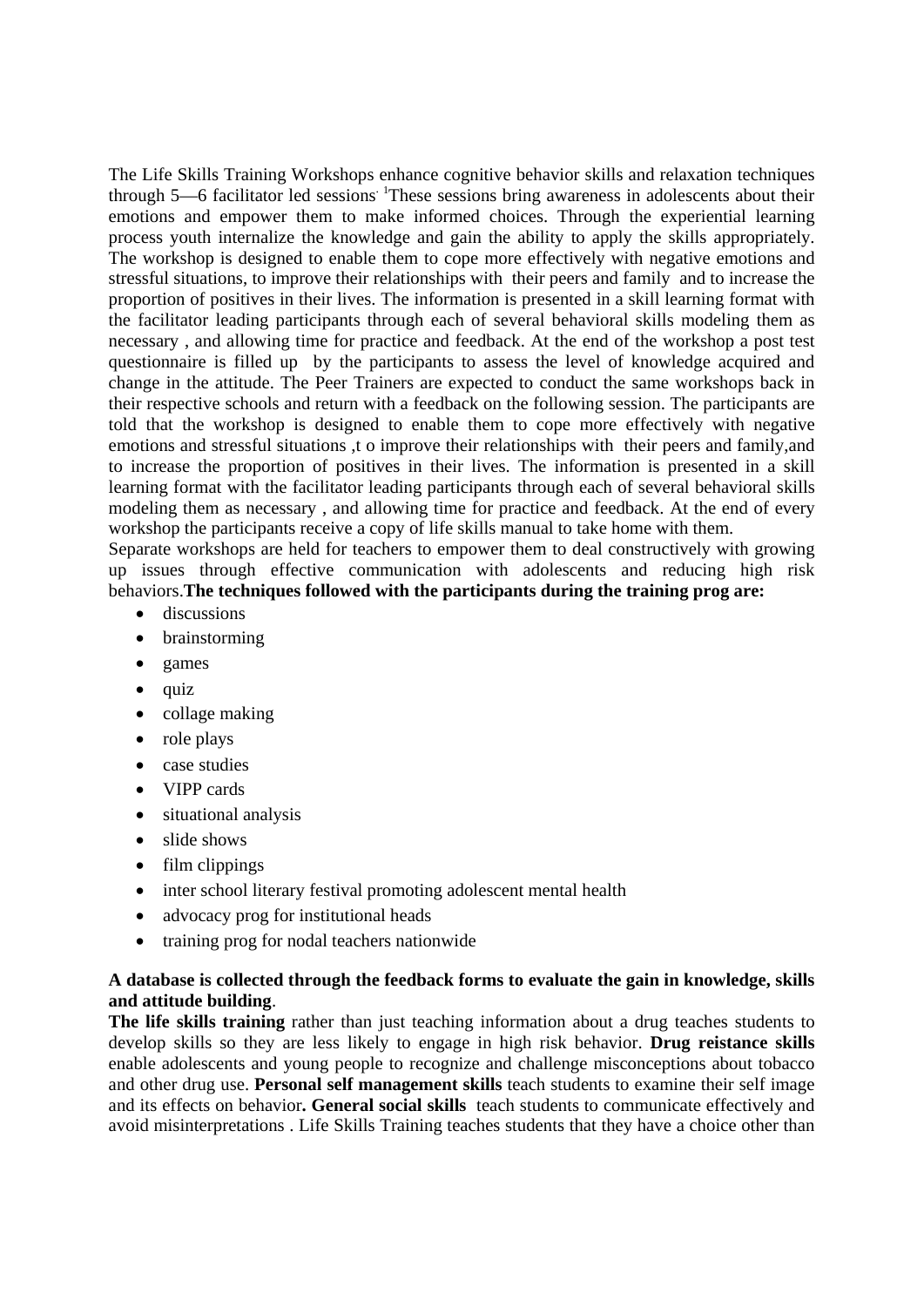The Life Skills Training Workshops enhance cognitive behavior skills and relaxation techniques through 5—6 facilitator led sessions. [1]These sessions bring awareness in adolescents about their emotions and empower them to make informed choices. Through the experiential learning process youth internalize the knowledge and gain the ability to apply the skills appropriately. The workshop is designed to enable them to cope more effectively with negative emotions and stressful situations, to improve their relationships with their peers and family and to increase the proportion of positives in their lives. The information is presented in a skill learning format with the facilitator leading participants through each of several behavioral skills modeling them as necessary , and allowing time for practice and feedback. At the end of the workshop a post test questionnaire is filled up by the participants to assess the level of knowledge acquired and change in the attitude. The Peer Trainers are expected to conduct the same workshops back in their respective schools and return with a feedback on the following session. The participants are told that the workshop is designed to enable them to cope more effectively with negative emotions and stressful situations ,t o improve their relationships with their peers and family,and to increase the proportion of positives in their lives. The information is presented in a skill learning format with the facilitator leading participants through each of several behavioral skills modeling them as necessary , and allowing time for practice and feedback. At the end of every workshop the participants receive a copy of life skills manual to take home with them.

Separate workshops are held for teachers to empower them to deal constructively with growing up issues through effective communication with adolescents and reducing high risk behaviors.**The techniques followed with the participants during the training prog are:**

- discussions
- brainstorming
- games
- quiz
- collage making
- role plays
- case studies
- VIPP cards
- situational analysis
- slide shows
- film clippings
- inter school literary festival promoting adolescent mental health
- advocacy prog for institutional heads
- training prog for nodal teachers nationwide

**A database is collected through the feedback forms to evaluate the gain in knowledge, skills and attitude building**.

**The life skills training** rather than just teaching information about a drug teaches students to develop skills so they are less likely to engage in high risk behavior. **Drug reistance skills** enable adolescents and young people to recognize and challenge misconceptions about tobacco and other drug use. **Personal self management skills** teach students to examine their self image and its effects on behavior**. General social skills** teach students to communicate effectively and avoid misinterpretations . Life Skills Training teaches students that they have a choice other than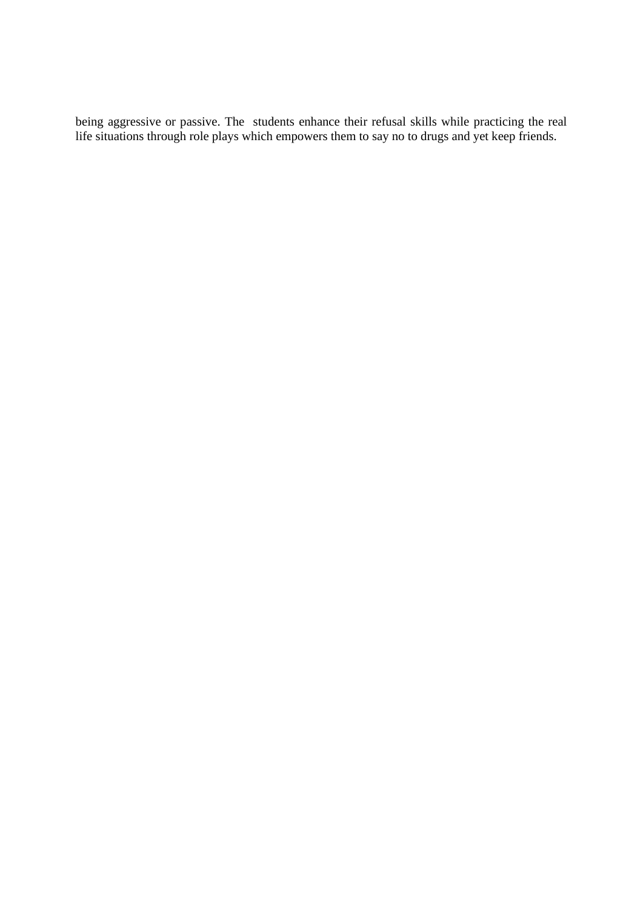being aggressive or passive. The  students enhance their refusal skills while practicing the real life situations through role plays which empowers them to say no to drugs and yet keep friends.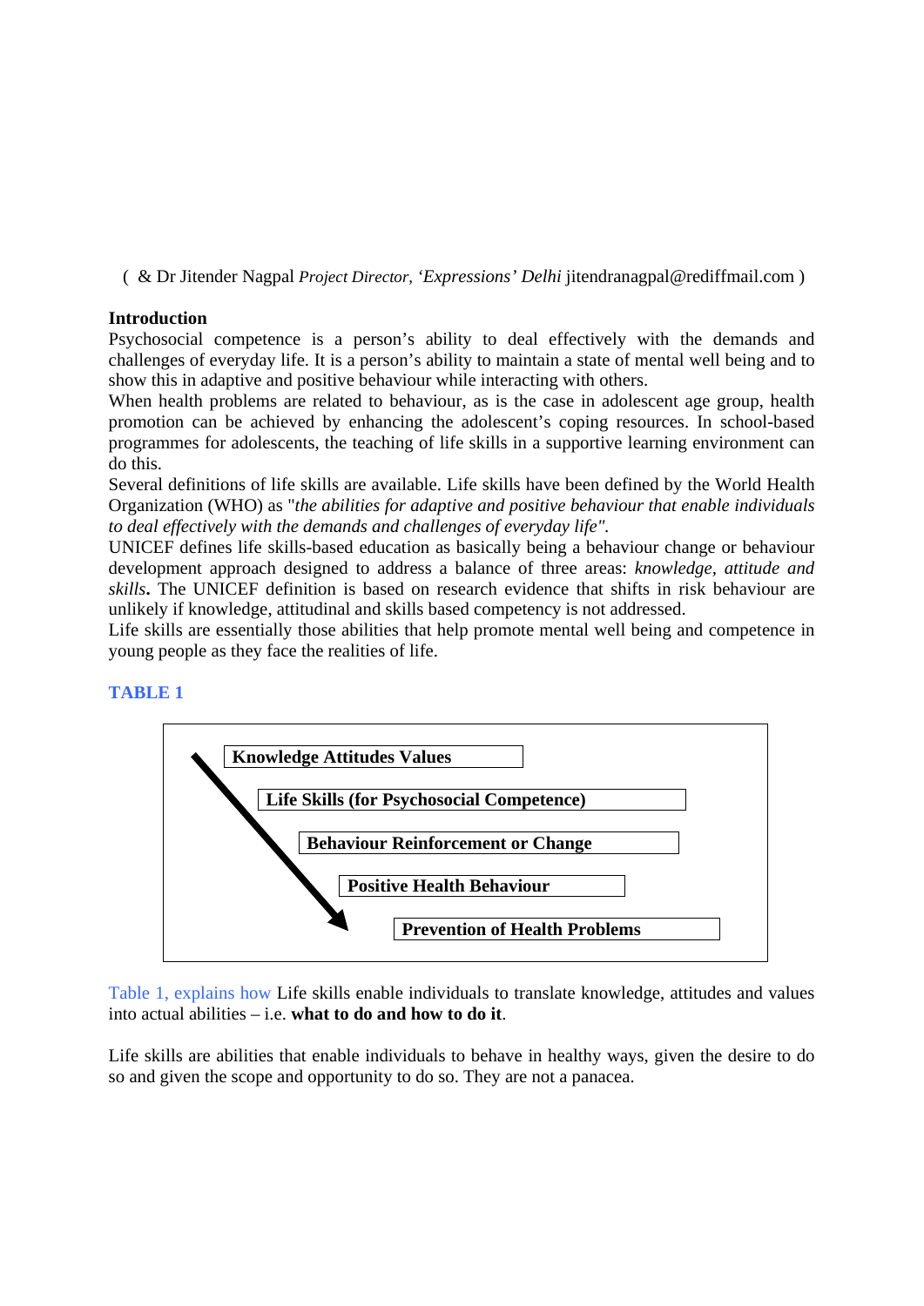( & Dr Jitender Nagpal *Project Director, 'Expressions' Delhi* jitendranagpal@rediffmail.com )

**Introduction**

Psychosocial competence is a person's ability to deal effectively with the demands and challenges of everyday life. It is a person's ability to maintain a state of mental well being and to show this in adaptive and positive behaviour while interacting with others.

When health problems are related to behaviour, as is the case in adolescent age group, health promotion can be achieved by enhancing the adolescent's coping resources. In school-based programmes for adolescents, the teaching of life skills in a supportive learning environment can do this.

Several definitions of life skills are available. Life skills have been defined by the World Health Organization (WHO) as "*the abilities for adaptive and positive behaviour that enable individuals to deal effectively with the demands and challenges of everyday life".*

UNICEF defines life skills-based education as basically being a behaviour change or behaviour development approach designed to address a balance of three areas: *knowledge, attitude and skills***.** The UNICEF definition is based on research evidence that shifts in risk behaviour are unlikely if knowledge, attitudinal and skills based competency is not addressed.

Life skills are essentially those abilities that help promote mental well being and competence in young people as they face the realities of life.

**TABLE 1**

**Knowledge Attitudes Values**

**Life Skills (for Psychosocial Competence)**

**Behaviour Reinforcement or Change**

**Positive Health Behaviour**

**Prevention of Health Problems**

Table 1, explains how Life skills enable individuals to translate knowledge, attitudes and values into actual abilities – i.e. **what to do and how to do it**.

Life skills are abilities that enable individuals to behave in healthy ways, given the desire to do so and given the scope and opportunity to do so. They are not a panacea.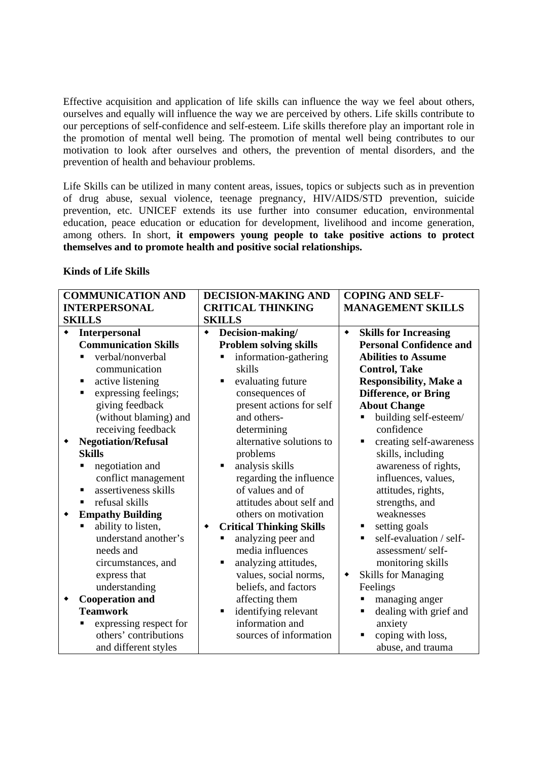Effective acquisition and application of life skills can influence the way we feel about others, ourselves and equally will influence the way we are perceived by others. Life skills contribute to our perceptions of self-confidence and self-esteem. Life skills therefore play an important role in the promotion of mental well being. The promotion of mental well being contributes to our motivation to look after ourselves and others, the prevention of mental disorders, and the prevention of health and behaviour problems.

Life Skills can be utilized in many content areas, issues, topics or subjects such as in prevention of drug abuse, sexual violence, teenage pregnancy, HIV/AIDS/STD prevention, suicide prevention, etc. UNICEF extends its use further into consumer education, environmental education, peace education or education for development, livelihood and income generation, among others. In short, **it empowers young people to take positive actions to protect themselves and to promote health and positive social relationships.**

**Kinds of Life Skills**

| COMMUNICATION AND INTERPERSONAL SKILLS | DECISION-MAKING AND CRITICAL THINKING SKILLS | COPING AND SELF-MANAGEMENT SKILLS |
|---|---|---|
| ◆ **Interpersonal Communication Skills**<br>▪ verbal/nonverbal communication<br>▪ active listening<br>▪ expressing feelings; giving feedback (without blaming) and receiving feedback<br>◆ **Negotiation/Refusal Skills**<br>▪ negotiation and conflict management<br>▪ assertiveness skills<br>▪ refusal skills<br>◆ **Empathy Building**<br>▪ ability to listen, understand another's needs and circumstances, and express that understanding<br>◆ **Cooperation and Teamwork**<br>▪ expressing respect for others' contributions and different styles | ◆ **Decision-making/ Problem solving skills**<br>▪ information-gathering skills<br>▪ evaluating future consequences of present actions for self and others-determining alternative solutions to problems<br>▪ analysis skills regarding the influence of values and of attitudes about self and others on motivation<br>◆ **Critical Thinking Skills**<br>▪ analyzing peer and media influences<br>▪ analyzing attitudes, values, social norms, beliefs, and factors affecting them<br>▪ identifying relevant information and sources of information | ◆ **Skills for Increasing Personal Confidence and Abilities to Assume Control, Take Responsibility, Make a Difference, or Bring About Change**<br>▪ building self-esteem/ confidence<br>▪ creating self-awareness skills, including awareness of rights, influences, values, attitudes, rights, strengths, and weaknesses<br>▪ setting goals<br>▪ self-evaluation / self-assessment/ self-monitoring skills<br>◆ Skills for Managing Feelings<br>▪ managing anger<br>▪ dealing with grief and anxiety<br>▪ coping with loss, abuse, and trauma |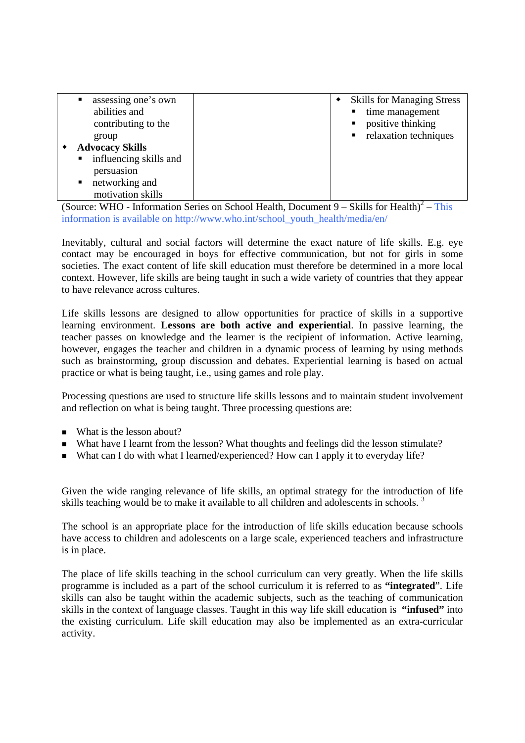| | | |
|---|---|---|
| ▪ assessing one's own abilities and contributing to the group<br>◆ **Advocacy Skills**<br>▪ influencing skills and persuasion<br>▪ networking and motivation skills | | ◆ Skills for Managing Stress<br>▪ time management<br>▪ positive thinking<br>▪ relaxation techniques |

(Source: WHO - Information Series on School Health, Document 9 – Skills for Health)[2] – This information is available on http://www.who.int/school_youth_health/media/en/

Inevitably, cultural and social factors will determine the exact nature of life skills. E.g. eye contact may be encouraged in boys for effective communication, but not for girls in some societies. The exact content of life skill education must therefore be determined in a more local context. However, life skills are being taught in such a wide variety of countries that they appear to have relevance across cultures.

Life skills lessons are designed to allow opportunities for practice of skills in a supportive learning environment. **Lessons are both active and experiential**. In passive learning, the teacher passes on knowledge and the learner is the recipient of information. Active learning, however, engages the teacher and children in a dynamic process of learning by using methods such as brainstorming, group discussion and debates. Experiential learning is based on actual practice or what is being taught, i.e., using games and role play.

Processing questions are used to structure life skills lessons and to maintain student involvement and reflection on what is being taught. Three processing questions are:

- What is the lesson about?
- What have I learnt from the lesson? What thoughts and feelings did the lesson stimulate?
- What can I do with what I learned/experienced? How can I apply it to everyday life?

Given the wide ranging relevance of life skills, an optimal strategy for the introduction of life skills teaching would be to make it available to all children and adolescents in schools. [3]

The school is an appropriate place for the introduction of life skills education because schools have access to children and adolescents on a large scale, experienced teachers and infrastructure is in place.

The place of life skills teaching in the school curriculum can very greatly. When the life skills programme is included as a part of the school curriculum it is referred to as **"integrated**". Life skills can also be taught within the academic subjects, such as the teaching of communication skills in the context of language classes. Taught in this way life skill education is **"infused"** into the existing curriculum. Life skill education may also be implemented as an extra-curricular activity.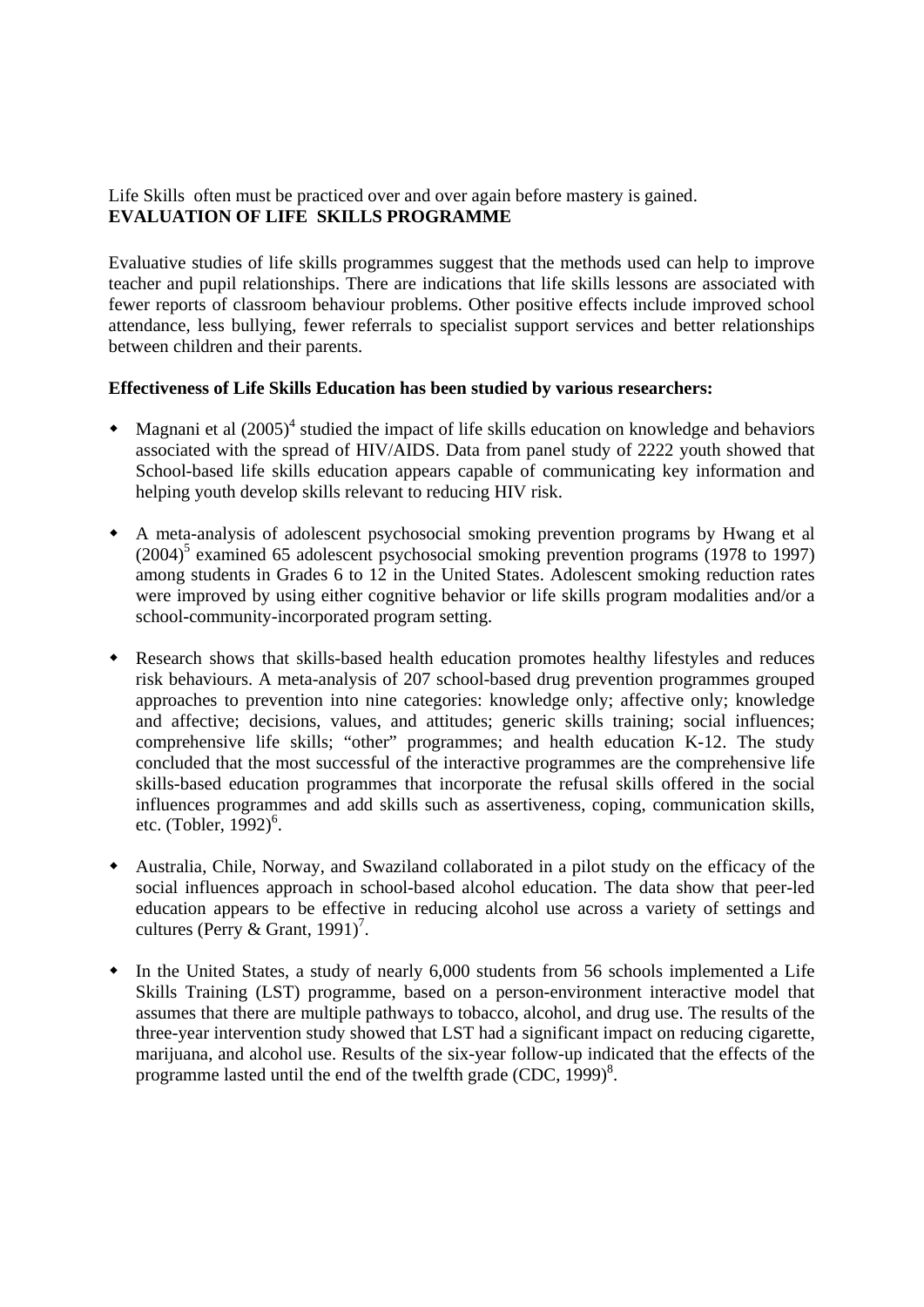Life Skills often must be practiced over and over again before mastery is gained.

**EVALUATION OF LIFE SKILLS PROGRAMME**

Evaluative studies of life skills programmes suggest that the methods used can help to improve teacher and pupil relationships. There are indications that life skills lessons are associated with fewer reports of classroom behaviour problems. Other positive effects include improved school attendance, less bullying, fewer referrals to specialist support services and better relationships between children and their parents.

**Effectiveness of Life Skills Education has been studied by various researchers:**

- Magnani et al (2005)[4] studied the impact of life skills education on knowledge and behaviors associated with the spread of HIV/AIDS. Data from panel study of 2222 youth showed that School-based life skills education appears capable of communicating key information and helping youth develop skills relevant to reducing HIV risk.

- A meta-analysis of adolescent psychosocial smoking prevention programs by Hwang et al (2004)[5] examined 65 adolescent psychosocial smoking prevention programs (1978 to 1997) among students in Grades 6 to 12 in the United States. Adolescent smoking reduction rates were improved by using either cognitive behavior or life skills program modalities and/or a school-community-incorporated program setting.

- Research shows that skills-based health education promotes healthy lifestyles and reduces risk behaviours. A meta-analysis of 207 school-based drug prevention programmes grouped approaches to prevention into nine categories: knowledge only; affective only; knowledge and affective; decisions, values, and attitudes; generic skills training; social influences; comprehensive life skills; "other" programmes; and health education K-12. The study concluded that the most successful of the interactive programmes are the comprehensive life skills-based education programmes that incorporate the refusal skills offered in the social influences programmes and add skills such as assertiveness, coping, communication skills, etc. (Tobler, 1992)[6].

- Australia, Chile, Norway, and Swaziland collaborated in a pilot study on the efficacy of the social influences approach in school-based alcohol education. The data show that peer-led education appears to be effective in reducing alcohol use across a variety of settings and cultures (Perry & Grant, 1991)[7].

- In the United States, a study of nearly 6,000 students from 56 schools implemented a Life Skills Training (LST) programme, based on a person-environment interactive model that assumes that there are multiple pathways to tobacco, alcohol, and drug use. The results of the three-year intervention study showed that LST had a significant impact on reducing cigarette, marijuana, and alcohol use. Results of the six-year follow-up indicated that the effects of the programme lasted until the end of the twelfth grade (CDC, 1999)[8].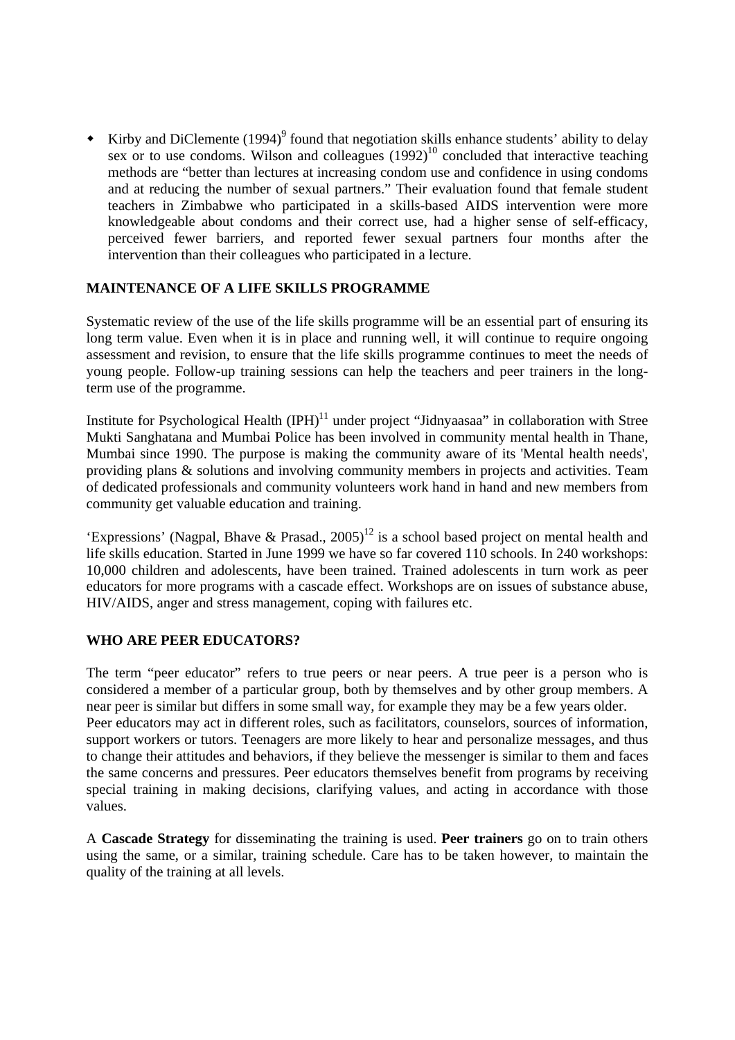- Kirby and DiClemente (1994)[9] found that negotiation skills enhance students' ability to delay sex or to use condoms. Wilson and colleagues (1992)[10] concluded that interactive teaching methods are "better than lectures at increasing condom use and confidence in using condoms and at reducing the number of sexual partners." Their evaluation found that female student teachers in Zimbabwe who participated in a skills-based AIDS intervention were more knowledgeable about condoms and their correct use, had a higher sense of self-efficacy, perceived fewer barriers, and reported fewer sexual partners four months after the intervention than their colleagues who participated in a lecture.

## MAINTENANCE OF A LIFE SKILLS PROGRAMME

Systematic review of the use of the life skills programme will be an essential part of ensuring its long term value. Even when it is in place and running well, it will continue to require ongoing assessment and revision, to ensure that the life skills programme continues to meet the needs of young people. Follow-up training sessions can help the teachers and peer trainers in the long-term use of the programme.

Institute for Psychological Health (IPH)[11] under project "Jidnyaasaa" in collaboration with Stree Mukti Sanghatana and Mumbai Police has been involved in community mental health in Thane, Mumbai since 1990. The purpose is making the community aware of its 'Mental health needs', providing plans & solutions and involving community members in projects and activities. Team of dedicated professionals and community volunteers work hand in hand and new members from community get valuable education and training.

'Expressions' (Nagpal, Bhave & Prasad., 2005)[12] is a school based project on mental health and life skills education. Started in June 1999 we have so far covered 110 schools. In 240 workshops: 10,000 children and adolescents, have been trained. Trained adolescents in turn work as peer educators for more programs with a cascade effect. Workshops are on issues of substance abuse, HIV/AIDS, anger and stress management, coping with failures etc.

## WHO ARE PEER EDUCATORS?

The term "peer educator" refers to true peers or near peers. A true peer is a person who is considered a member of a particular group, both by themselves and by other group members. A near peer is similar but differs in some small way, for example they may be a few years older.
Peer educators may act in different roles, such as facilitators, counselors, sources of information, support workers or tutors. Teenagers are more likely to hear and personalize messages, and thus to change their attitudes and behaviors, if they believe the messenger is similar to them and faces the same concerns and pressures. Peer educators themselves benefit from programs by receiving special training in making decisions, clarifying values, and acting in accordance with those values.

A **Cascade Strategy** for disseminating the training is used. **Peer trainers** go on to train others using the same, or a similar, training schedule. Care has to be taken however, to maintain the quality of the training at all levels.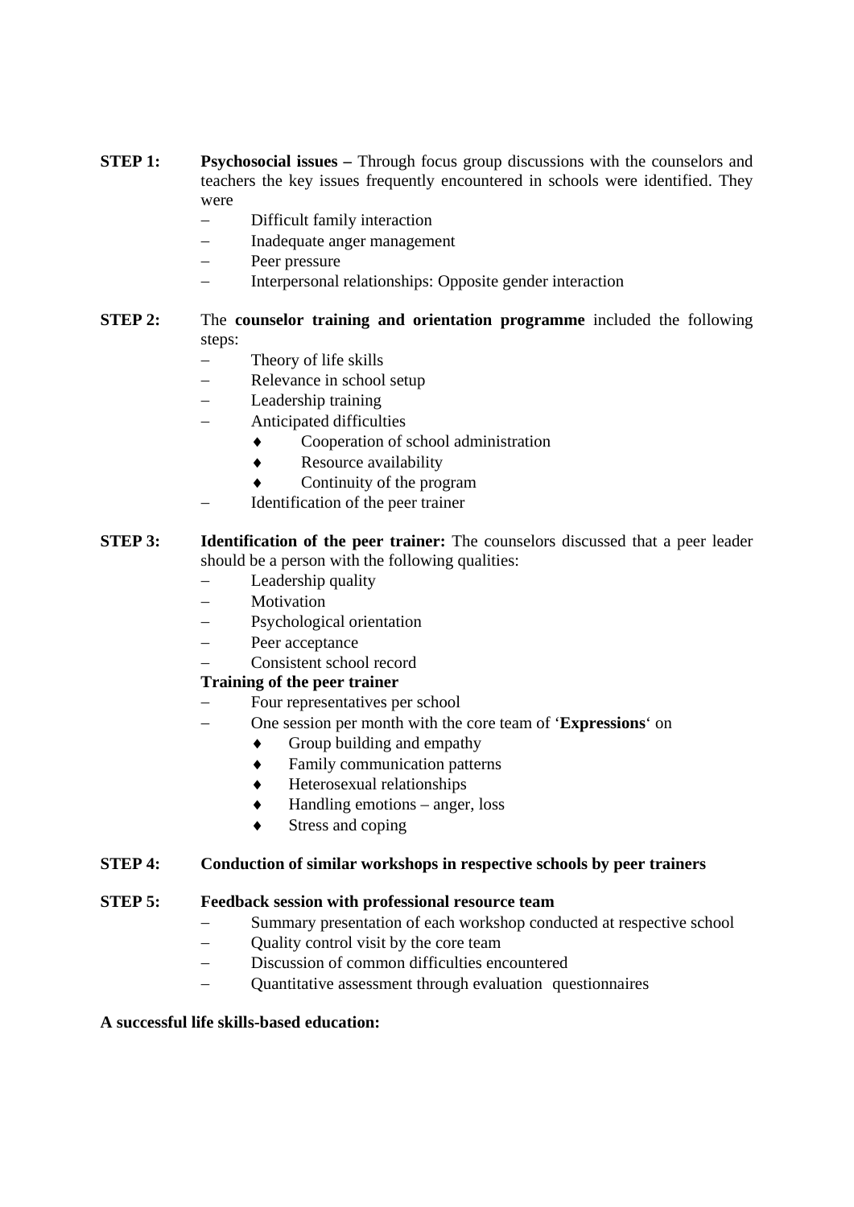**STEP 1:** **Psychosocial issues –** Through focus group discussions with the counselors and teachers the key issues frequently encountered in schools were identified. They were

- Difficult family interaction
- Inadequate anger management
- Peer pressure
- Interpersonal relationships: Opposite gender interaction

**STEP 2:** The **counselor training and orientation programme** included the following steps:

- Theory of life skills
- Relevance in school setup
- Leadership training
- Anticipated difficulties
  - ♦ Cooperation of school administration
  - ♦ Resource availability
  - ♦ Continuity of the program
- Identification of the peer trainer

**STEP 3:** **Identification of the peer trainer:** The counselors discussed that a peer leader should be a person with the following qualities:

- Leadership quality
- Motivation
- Psychological orientation
- Peer acceptance
- Consistent school record

**Training of the peer trainer**

- Four representatives per school
- One session per month with the core team of '**Expressions**' on
  - ♦ Group building and empathy
  - ♦ Family communication patterns
  - ♦ Heterosexual relationships
  - ♦ Handling emotions – anger, loss
  - ♦ Stress and coping

**STEP 4:** **Conduction of similar workshops in respective schools by peer trainers**

**STEP 5:** **Feedback session with professional resource team**

- Summary presentation of each workshop conducted at respective school
- Quality control visit by the core team
- Discussion of common difficulties encountered
- Quantitative assessment through evaluation questionnaires

**A successful life skills-based education:**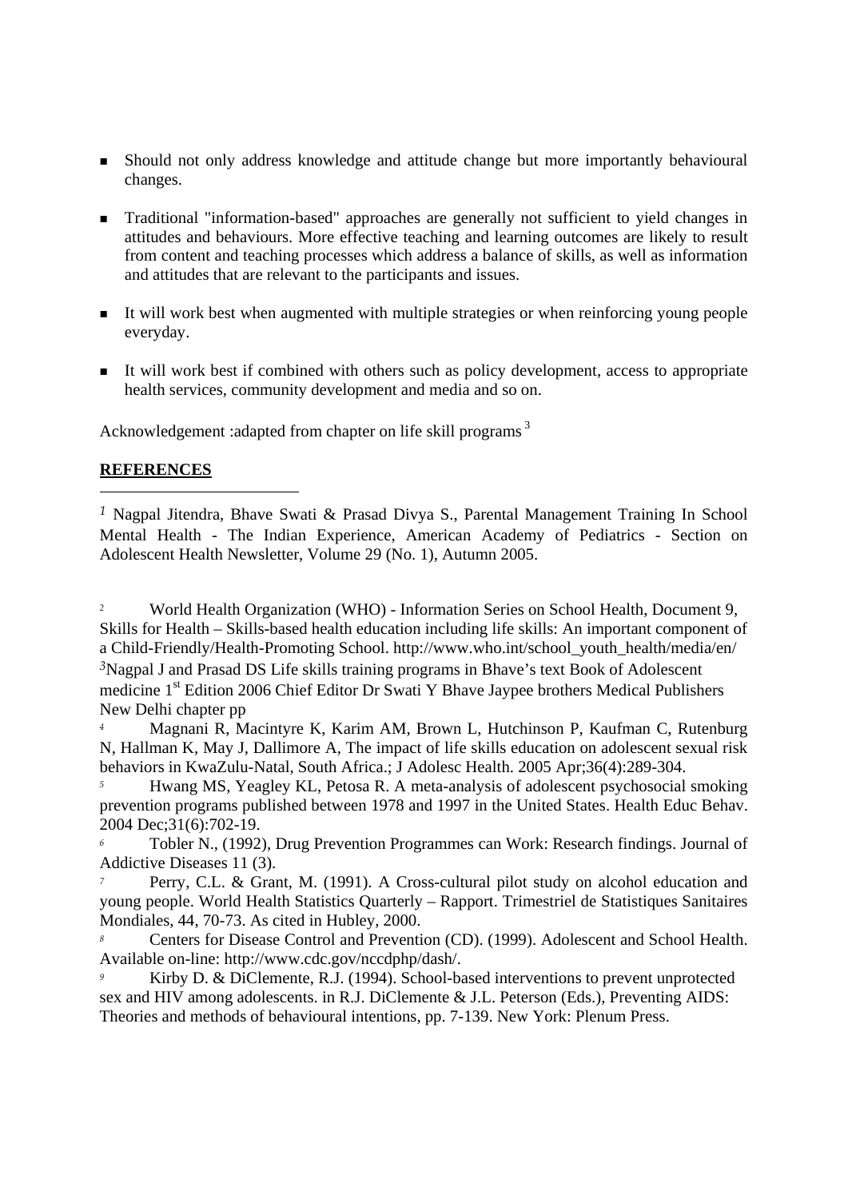- Should not only address knowledge and attitude change but more importantly behavioural changes.

- Traditional "information-based" approaches are generally not sufficient to yield changes in attitudes and behaviours. More effective teaching and learning outcomes are likely to result from content and teaching processes which address a balance of skills, as well as information and attitudes that are relevant to the participants and issues.

- It will work best when augmented with multiple strategies or when reinforcing young people everyday.

- It will work best if combined with others such as policy development, access to appropriate health services, community development and media and so on.

Acknowledgement :adapted from chapter on life skill programs [3]

**REFERENCES**

---

[1] Nagpal Jitendra, Bhave Swati & Prasad Divya S., Parental Management Training In School Mental Health - The Indian Experience, American Academy of Pediatrics - Section on Adolescent Health Newsletter, Volume 29 (No. 1), Autumn 2005.

[2] World Health Organization (WHO) - Information Series on School Health, Document 9, Skills for Health – Skills-based health education including life skills: An important component of a Child-Friendly/Health-Promoting School. http://www.who.int/school_youth_health/media/en/

[3] Nagpal J and Prasad DS Life skills training programs in Bhave's text Book of Adolescent medicine 1st Edition 2006 Chief Editor Dr Swati Y Bhave Jaypee brothers Medical Publishers New Delhi chapter pp

[4] Magnani R, Macintyre K, Karim AM, Brown L, Hutchinson P, Kaufman C, Rutenburg N, Hallman K, May J, Dallimore A, The impact of life skills education on adolescent sexual risk behaviors in KwaZulu-Natal, South Africa.; J Adolesc Health. 2005 Apr;36(4):289-304.

[5] Hwang MS, Yeagley KL, Petosa R. A meta-analysis of adolescent psychosocial smoking prevention programs published between 1978 and 1997 in the United States. Health Educ Behav. 2004 Dec;31(6):702-19.

[6] Tobler N., (1992), Drug Prevention Programmes can Work: Research findings. Journal of Addictive Diseases 11 (3).

[7] Perry, C.L. & Grant, M. (1991). A Cross-cultural pilot study on alcohol education and young people. World Health Statistics Quarterly – Rapport. Trimestriel de Statistiques Sanitaires Mondiales, 44, 70-73. As cited in Hubley, 2000.

[8] Centers for Disease Control and Prevention (CD). (1999). Adolescent and School Health. Available on-line: http://www.cdc.gov/nccdphp/dash/.

[9] Kirby D. & DiClemente, R.J. (1994). School-based interventions to prevent unprotected sex and HIV among adolescents. in R.J. DiClemente & J.L. Peterson (Eds.), Preventing AIDS: Theories and methods of behavioural intentions, pp. 7-139. New York: Plenum Press.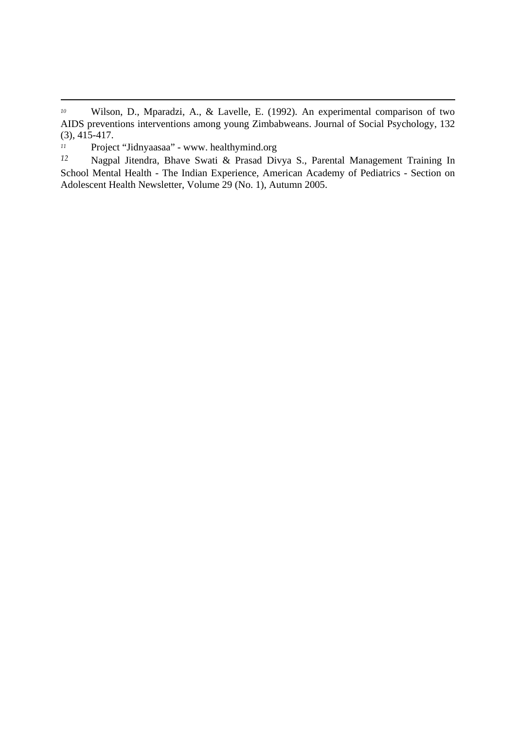[10] Wilson, D., Mparadzi, A., & Lavelle, E. (1992). An experimental comparison of two AIDS preventions interventions among young Zimbabweans. Journal of Social Psychology, 132 (3), 415-417.

[11] Project "Jidnyaasaa" - www. healthymind.org

[12] Nagpal Jitendra, Bhave Swati & Prasad Divya S., Parental Management Training In School Mental Health - The Indian Experience, American Academy of Pediatrics - Section on Adolescent Health Newsletter, Volume 29 (No. 1), Autumn 2005.